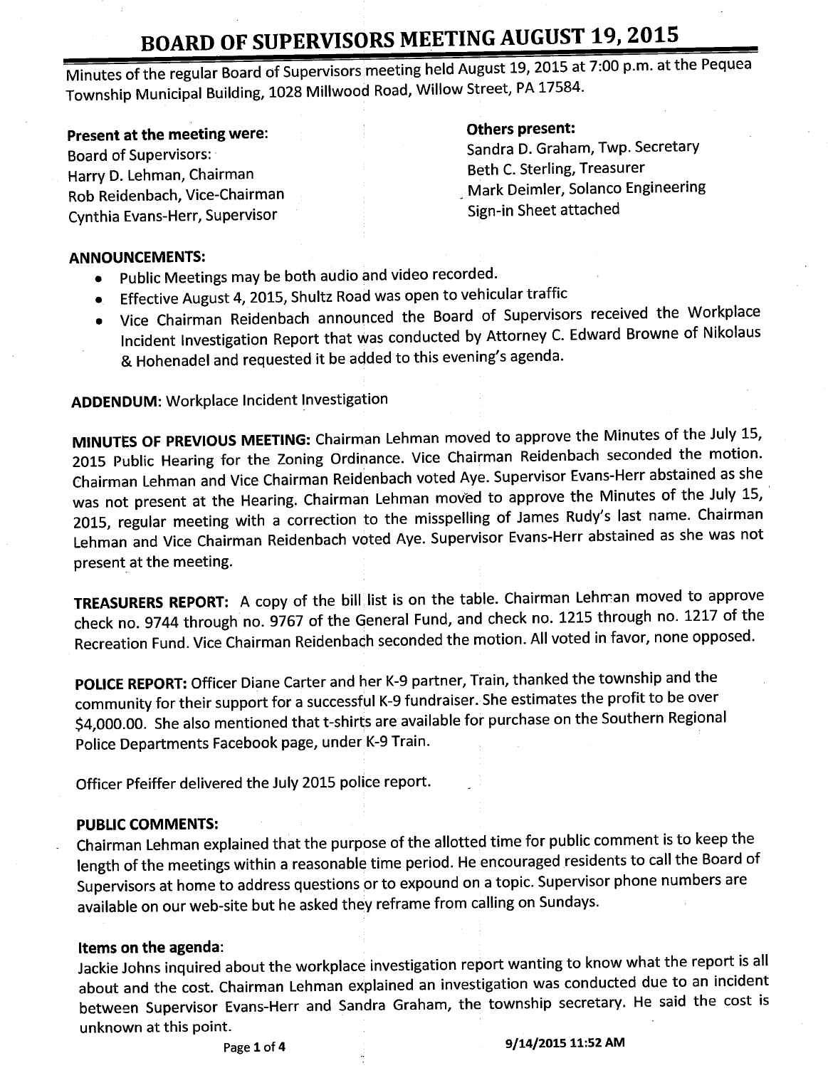# BOARD OF SUPERVISORS MEETING AUGUST 19, 2015

Minutes of the regular Board of Supervisors meeting held August 19, 2015 at 7:00 p.m. at the Pequea Township Municipal Building, 1028 Millwood Road, Willow Street, PA 17584.

**Present at the meeting were:**
Board of Supervisors:
Harry D. Lehman, Chairman
Rob Reidenbach, Vice-Chairman
Cynthia Evans-Herr, Supervisor

**Others present:**
Sandra D. Graham, Twp. Secretary
Beth C. Sterling, Treasurer
Mark Deimler, Solanco Engineering
Sign-in Sheet attached

**ANNOUNCEMENTS:**

- Public Meetings may be both audio and video recorded.
- Effective August 4, 2015, Shultz Road was open to vehicular traffic
- Vice Chairman Reidenbach announced the Board of Supervisors received the Workplace Incident Investigation Report that was conducted by Attorney C. Edward Browne of Nikolaus & Hohenadel and requested it be added to this evening's agenda.

**ADDENDUM:** Workplace Incident Investigation

**MINUTES OF PREVIOUS MEETING:** Chairman Lehman moved to approve the Minutes of the July 15, 2015 Public Hearing for the Zoning Ordinance. Vice Chairman Reidenbach seconded the motion. Chairman Lehman and Vice Chairman Reidenbach voted Aye. Supervisor Evans-Herr abstained as she was not present at the Hearing. Chairman Lehman moved to approve the Minutes of the July 15, 2015, regular meeting with a correction to the misspelling of James Rudy's last name. Chairman Lehman and Vice Chairman Reidenbach voted Aye. Supervisor Evans-Herr abstained as she was not present at the meeting.

**TREASURERS REPORT:** A copy of the bill list is on the table. Chairman Lehman moved to approve check no. 9744 through no. 9767 of the General Fund, and check no. 1215 through no. 1217 of the Recreation Fund. Vice Chairman Reidenbach seconded the motion. All voted in favor, none opposed.

**POLICE REPORT:** Officer Diane Carter and her K-9 partner, Train, thanked the township and the community for their support for a successful K-9 fundraiser. She estimates the profit to be over $4,000.00. She also mentioned that t-shirts are available for purchase on the Southern Regional Police Departments Facebook page, under K-9 Train.

Officer Pfeiffer delivered the July 2015 police report.

**PUBLIC COMMENTS:**
Chairman Lehman explained that the purpose of the allotted time for public comment is to keep the length of the meetings within a reasonable time period. He encouraged residents to call the Board of Supervisors at home to address questions or to expound on a topic. Supervisor phone numbers are available on our web-site but he asked they reframe from calling on Sundays.

**Items on the agenda:**
Jackie Johns inquired about the workplace investigation report wanting to know what the report is all about and the cost. Chairman Lehman explained an investigation was conducted due to an incident between Supervisor Evans-Herr and Sandra Graham, the township secretary. He said the cost is unknown at this point.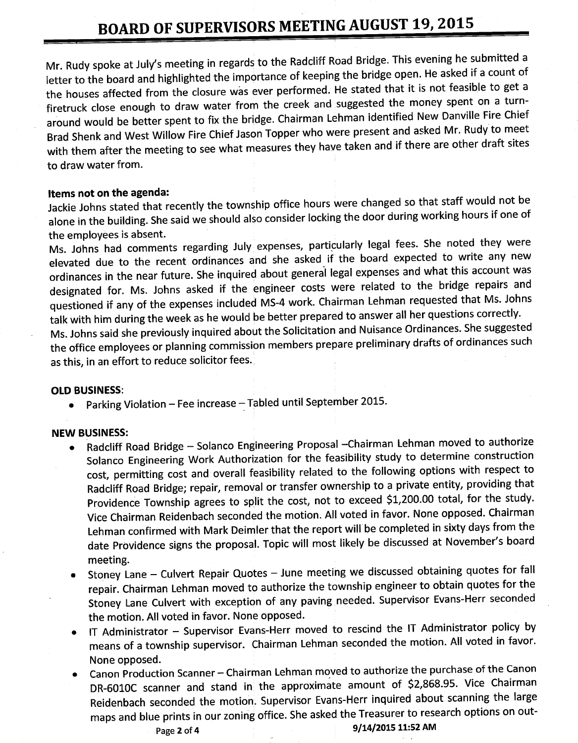Mr. Rudy spoke at July's meeting in regards to the Radcliff Road Bridge. This evening he submitted a letter to the board and highlighted the importance of keeping the bridge open. He asked if a count of the houses affected from the closure was ever performed. He stated that it is not feasible to get a firetruck close enough to draw water from the creek and suggested the money spent on a turn-around would be better spent to fix the bridge. Chairman Lehman identified New Danville Fire Chief Brad Shenk and West Willow Fire Chief Jason Topper who were present and asked Mr. Rudy to meet with them after the meeting to see what measures they have taken and if there are other draft sites to draw water from.

**Items not on the agenda:**

Jackie Johns stated that recently the township office hours were changed so that staff would not be alone in the building. She said we should also consider locking the door during working hours if one of the employees is absent.

Ms. Johns had comments regarding July expenses, particularly legal fees. She noted they were elevated due to the recent ordinances and she asked if the board expected to write any new ordinances in the near future. She inquired about general legal expenses and what this account was designated for. Ms. Johns asked if the engineer costs were related to the bridge repairs and questioned if any of the expenses included MS-4 work. Chairman Lehman requested that Ms. Johns talk with him during the week as he would be better prepared to answer all her questions correctly.

Ms. Johns said she previously inquired about the Solicitation and Nuisance Ordinances. She suggested the office employees or planning commission members prepare preliminary drafts of ordinances such as this, in an effort to reduce solicitor fees.

**OLD BUSINESS:**

- Parking Violation – Fee increase – Tabled until September 2015.

**NEW BUSINESS:**

- Radcliff Road Bridge – Solanco Engineering Proposal –Chairman Lehman moved to authorize Solanco Engineering Work Authorization for the feasibility study to determine construction cost, permitting cost and overall feasibility related to the following options with respect to Radcliff Road Bridge; repair, removal or transfer ownership to a private entity, providing that Providence Township agrees to split the cost, not to exceed $1,200.00 total, for the study. Vice Chairman Reidenbach seconded the motion. All voted in favor. None opposed. Chairman Lehman confirmed with Mark Deimler that the report will be completed in sixty days from the date Providence signs the proposal. Topic will most likely be discussed at November's board meeting.
- Stoney Lane – Culvert Repair Quotes – June meeting we discussed obtaining quotes for fall repair. Chairman Lehman moved to authorize the township engineer to obtain quotes for the Stoney Lane Culvert with exception of any paving needed. Supervisor Evans-Herr seconded the motion. All voted in favor. None opposed.
- IT Administrator – Supervisor Evans-Herr moved to rescind the IT Administrator policy by means of a township supervisor. Chairman Lehman seconded the motion. All voted in favor. None opposed.
- Canon Production Scanner – Chairman Lehman moved to authorize the purchase of the Canon DR-6010C scanner and stand in the approximate amount of $2,868.95. Vice Chairman Reidenbach seconded the motion. Supervisor Evans-Herr inquired about scanning the large maps and blue prints in our zoning office. She asked the Treasurer to research options on out-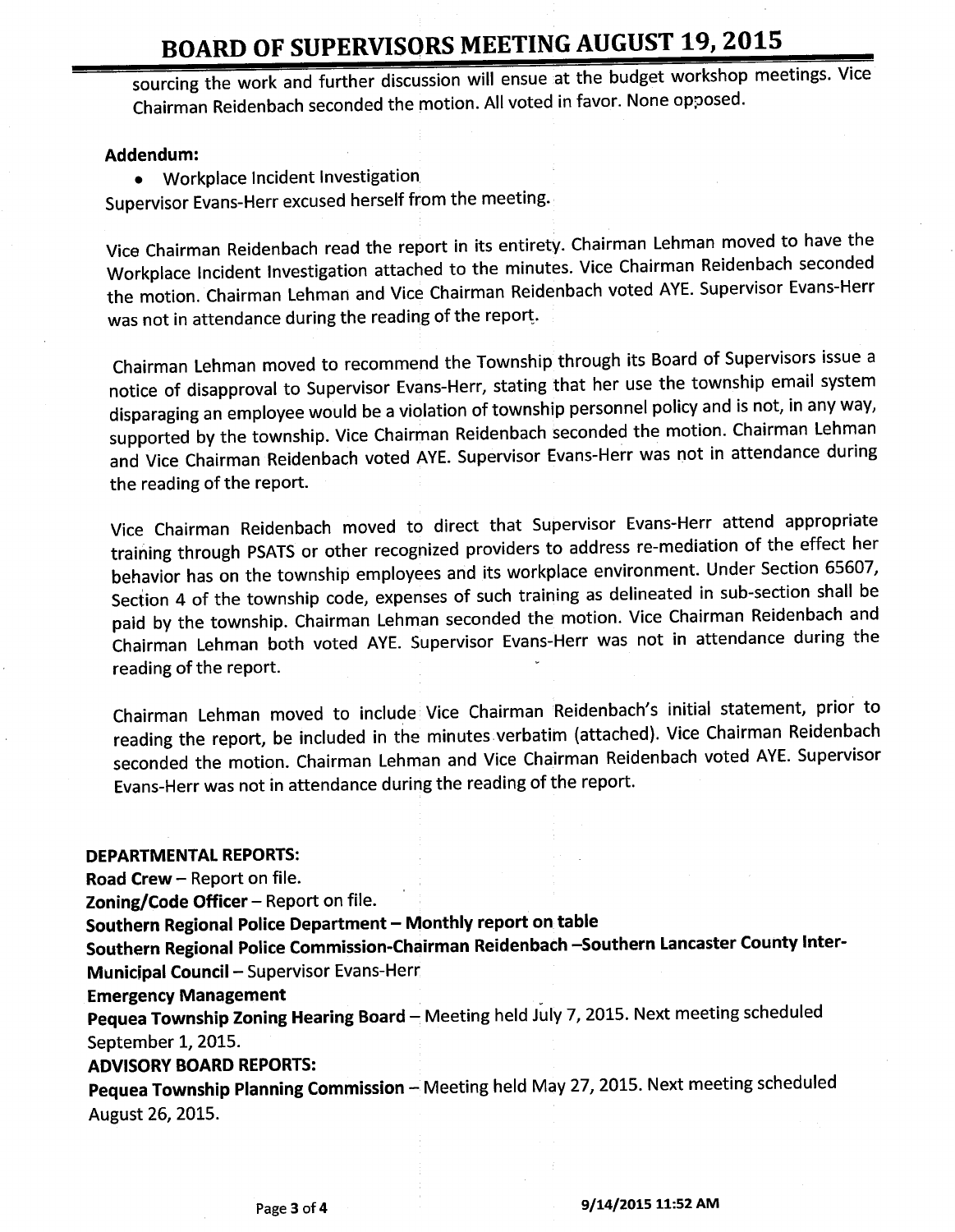sourcing the work and further discussion will ensue at the budget workshop meetings. Vice Chairman Reidenbach seconded the motion. All voted in favor. None opposed.

**Addendum:**

- Workplace Incident Investigation

Supervisor Evans-Herr excused herself from the meeting.

Vice Chairman Reidenbach read the report in its entirety. Chairman Lehman moved to have the Workplace Incident Investigation attached to the minutes. Vice Chairman Reidenbach seconded the motion. Chairman Lehman and Vice Chairman Reidenbach voted AYE. Supervisor Evans-Herr was not in attendance during the reading of the report.

Chairman Lehman moved to recommend the Township through its Board of Supervisors issue a notice of disapproval to Supervisor Evans-Herr, stating that her use the township email system disparaging an employee would be a violation of township personnel policy and is not, in any way, supported by the township. Vice Chairman Reidenbach seconded the motion. Chairman Lehman and Vice Chairman Reidenbach voted AYE. Supervisor Evans-Herr was not in attendance during the reading of the report.

Vice Chairman Reidenbach moved to direct that Supervisor Evans-Herr attend appropriate training through PSATS or other recognized providers to address re-mediation of the effect her behavior has on the township employees and its workplace environment. Under Section 65607, Section 4 of the township code, expenses of such training as delineated in sub-section shall be paid by the township. Chairman Lehman seconded the motion. Vice Chairman Reidenbach and Chairman Lehman both voted AYE. Supervisor Evans-Herr was not in attendance during the reading of the report.

Chairman Lehman moved to include Vice Chairman Reidenbach's initial statement, prior to reading the report, be included in the minutes verbatim (attached). Vice Chairman Reidenbach seconded the motion. Chairman Lehman and Vice Chairman Reidenbach voted AYE. Supervisor Evans-Herr was not in attendance during the reading of the report.

**DEPARTMENTAL REPORTS:**

**Road Crew** – Report on file.

**Zoning/Code Officer** – Report on file.

**Southern Regional Police Department – Monthly report on table**

**Southern Regional Police Commission-Chairman Reidenbach –Southern Lancaster County Inter-Municipal Council** – Supervisor Evans-Herr

**Emergency Management**

**Pequea Township Zoning Hearing Board** – Meeting held July 7, 2015. Next meeting scheduled September 1, 2015.

**ADVISORY BOARD REPORTS:**

**Pequea Township Planning Commission** – Meeting held May 27, 2015. Next meeting scheduled August 26, 2015.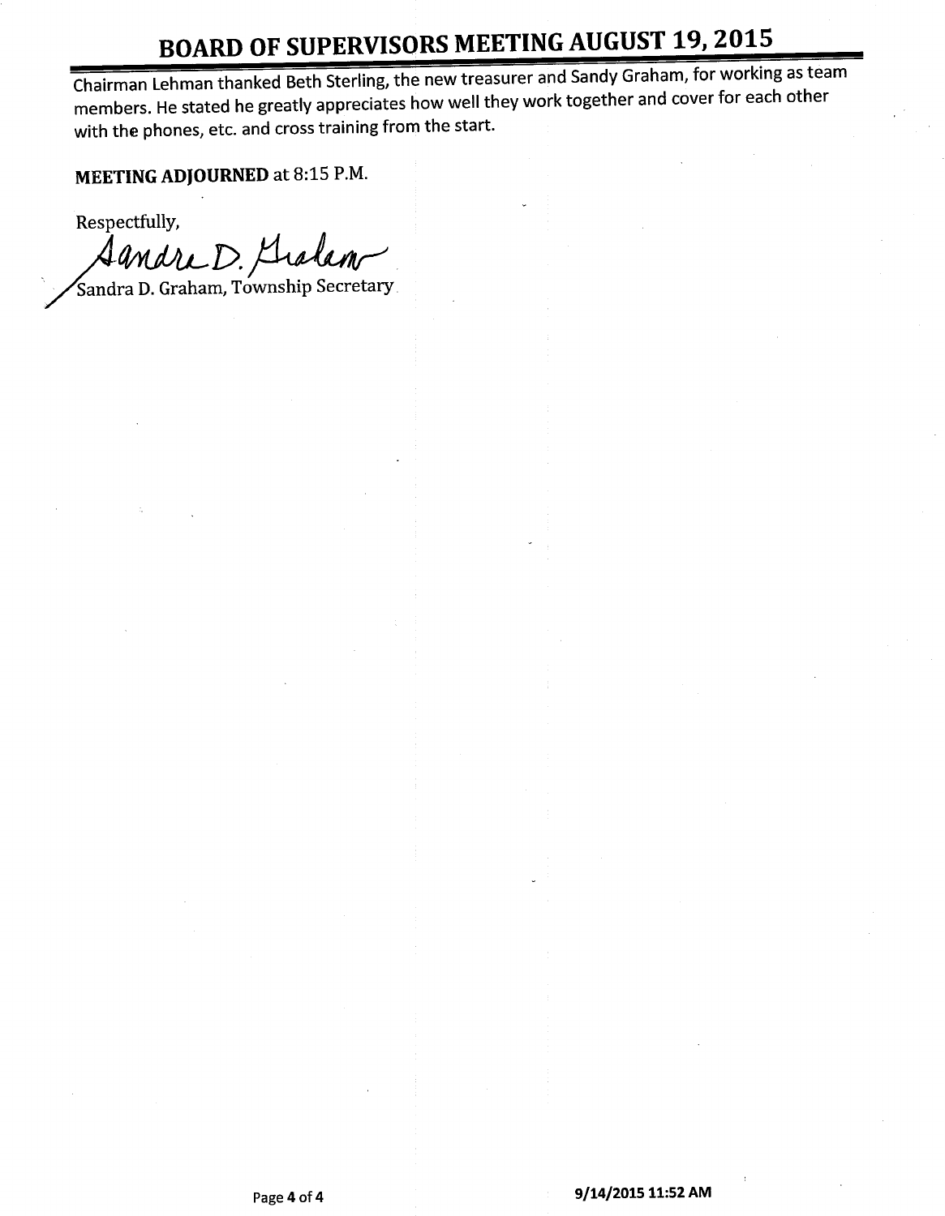# BOARD OF SUPERVISORS MEETING AUGUST 19, 2015

Chairman Lehman thanked Beth Sterling, the new treasurer and Sandy Graham, for working as team members. He stated he greatly appreciates how well they work together and cover for each other with the phones, etc. and cross training from the start.

**MEETING ADJOURNED** at 8:15 P.M.

Respectfully,

Sandra D. Graham

Sandra D. Graham, Township Secretary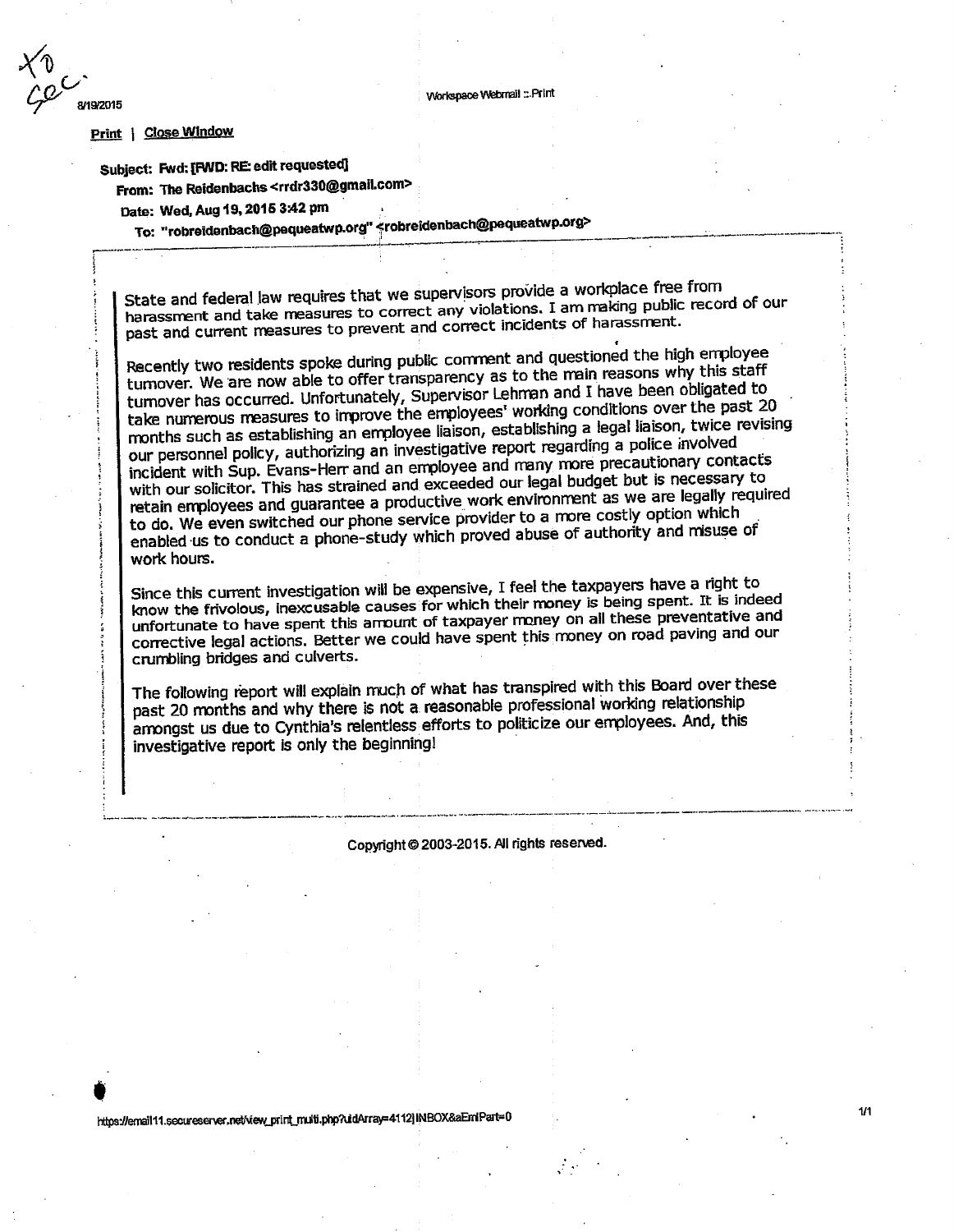To Sec.

8/19/2015

Workspace Webmail :: Print

Print | Close Window

**Subject:** Fwd: [FWD: RE: edit requested]

**From:** The Reidenbachs <rrdr330@gmail.com>

**Date:** Wed, Aug 19, 2015 3:42 pm

**To:** "robreidenbach@pequeatwp.org" <robreidenbach@pequeatwp.org>

---

State and federal law requires that we supervisors provide a workplace free from harassment and take measures to correct any violations. I am making public record of our past and current measures to prevent and correct incidents of harassment.

Recently two residents spoke during public comment and questioned the high employee turnover. We are now able to offer transparency as to the main reasons why this staff turnover has occurred. Unfortunately, Supervisor Lehman and I have been obligated to take numerous measures to improve the employees' working conditions over the past 20 months such as establishing an employee liaison, establishing a legal liaison, twice revising our personnel policy, authorizing an investigative report regarding a police involved incident with Sup. Evans-Herr and an employee and many more precautionary contacts with our solicitor. This has strained and exceeded our legal budget but is necessary to retain employees and guarantee a productive work environment as we are legally required to do. We even switched our phone service provider to a more costly option which enabled us to conduct a phone-study which proved abuse of authority and misuse of work hours.

Since this current investigation will be expensive, I feel the taxpayers have a right to know the frivolous, inexcusable causes for which their money is being spent. It is indeed unfortunate to have spent this amount of taxpayer money on all these preventative and corrective legal actions. Better we could have spent this money on road paving and our crumbling bridges and culverts.

The following report will explain much of what has transpired with this Board over these past 20 months and why there is not a reasonable professional working relationship amongst us due to Cynthia's relentless efforts to politicize our employees. And, this investigative report is only the beginning!

---

Copyright © 2003-2015. All rights reserved.

https://email11.secureserver.net/view_print_multi.php?uidArray=4112|INBOX&aEmlPart=0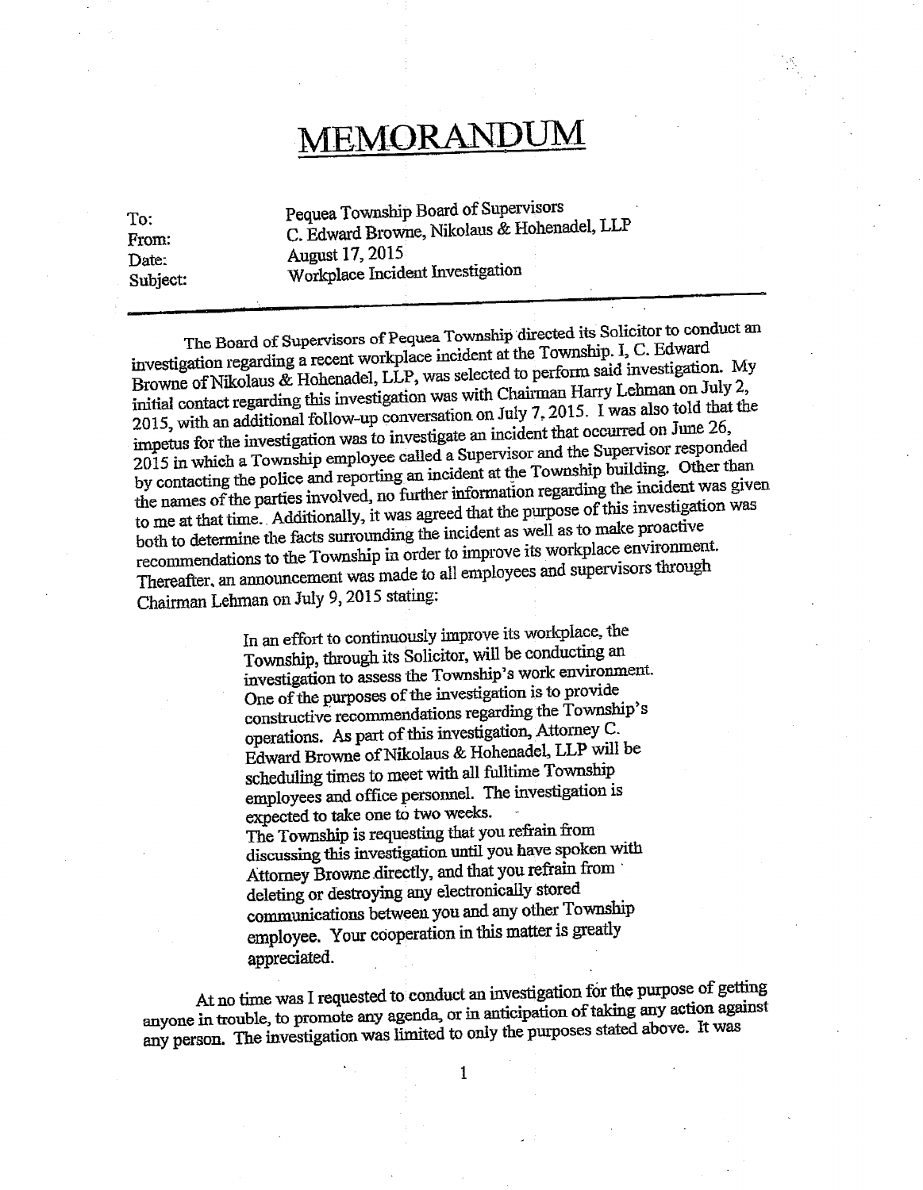# MEMORANDUM

To: Pequea Township Board of Supervisors
From: C. Edward Browne, Nikolaus & Hohenadel, LLP
Date: August 17, 2015
Subject: Workplace Incident Investigation

---

The Board of Supervisors of Pequea Township directed its Solicitor to conduct an investigation regarding a recent workplace incident at the Township. I, C. Edward Browne of Nikolaus & Hohenadel, LLP, was selected to perform said investigation. My initial contact regarding this investigation was with Chairman Harry Lehman on July 2, 2015, with an additional follow-up conversation on July 7, 2015. I was also told that the impetus for the investigation was to investigate an incident that occurred on June 26, 2015 in which a Township employee called a Supervisor and the Supervisor responded by contacting the police and reporting an incident at the Township building. Other than the names of the parties involved, no further information regarding the incident was given to me at that time. Additionally, it was agreed that the purpose of this investigation was both to determine the facts surrounding the incident as well as to make proactive recommendations to the Township in order to improve its workplace environment. Thereafter, an announcement was made to all employees and supervisors through Chairman Lehman on July 9, 2015 stating:

> In an effort to continuously improve its workplace, the Township, through its Solicitor, will be conducting an investigation to assess the Township's work environment. One of the purposes of the investigation is to provide constructive recommendations regarding the Township's operations. As part of this investigation, Attorney C. Edward Browne of Nikolaus & Hohenadel, LLP will be scheduling times to meet with all fulltime Township employees and office personnel. The investigation is expected to take one to two weeks.
> The Township is requesting that you refrain from discussing this investigation until you have spoken with Attorney Browne directly, and that you refrain from deleting or destroying any electronically stored communications between you and any other Township employee. Your cooperation in this matter is greatly appreciated.

At no time was I requested to conduct an investigation for the purpose of getting anyone in trouble, to promote any agenda, or in anticipation of taking any action against any person. The investigation was limited to only the purposes stated above. It was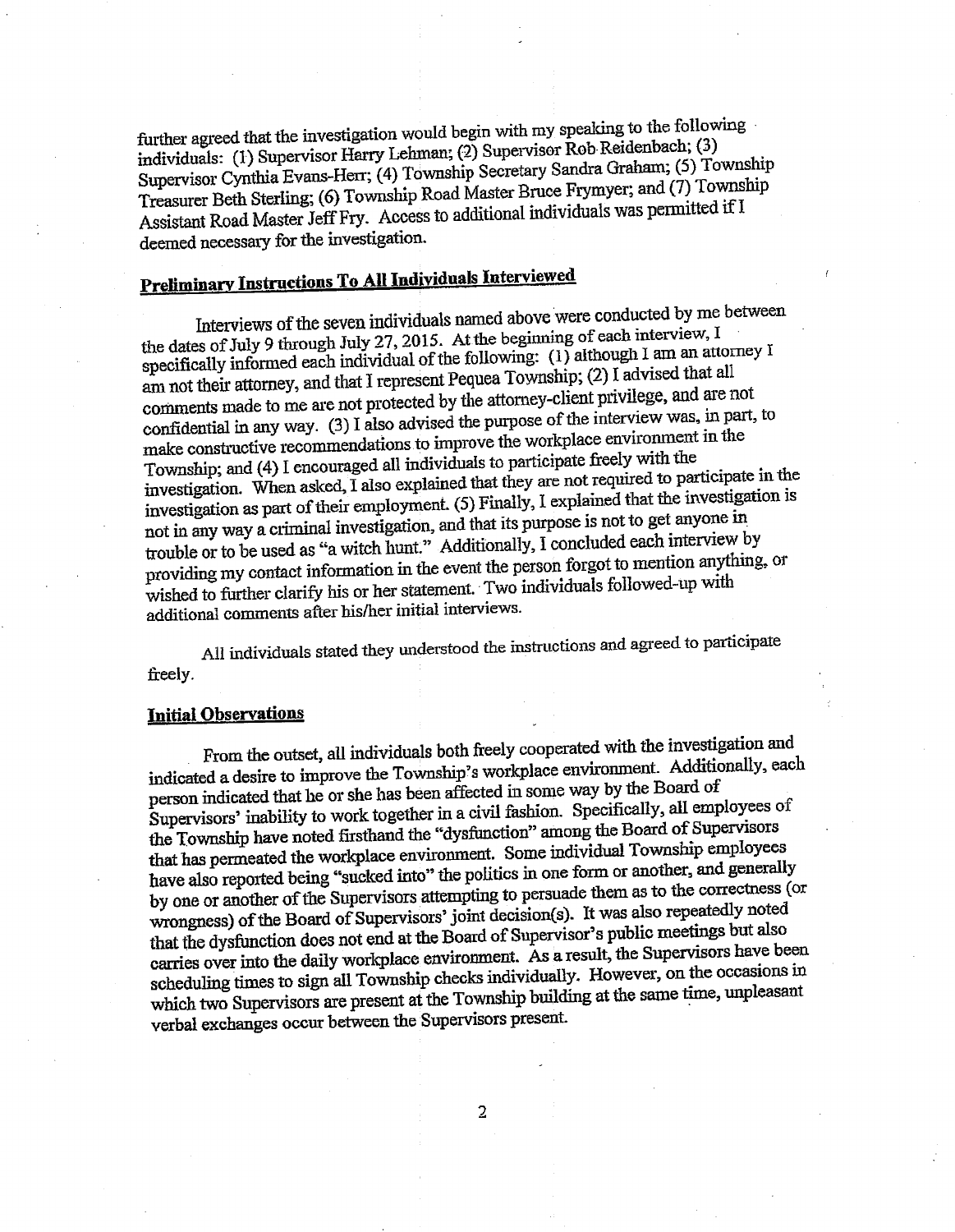further agreed that the investigation would begin with my speaking to the following individuals: (1) Supervisor Harry Lehman; (2) Supervisor Rob Reidenbach; (3) Supervisor Cynthia Evans-Herr; (4) Township Secretary Sandra Graham; (5) Township Treasurer Beth Sterling; (6) Township Road Master Bruce Frymyer; and (7) Township Assistant Road Master Jeff Fry. Access to additional individuals was permitted if I deemed necessary for the investigation.

## Preliminary Instructions To All Individuals Interviewed

Interviews of the seven individuals named above were conducted by me between the dates of July 9 through July 27, 2015. At the beginning of each interview, I specifically informed each individual of the following: (1) although I am an attorney I am not their attorney, and that I represent Pequea Township; (2) I advised that all comments made to me are not protected by the attorney-client privilege, and are not confidential in any way. (3) I also advised the purpose of the interview was, in part, to make constructive recommendations to improve the workplace environment in the Township; and (4) I encouraged all individuals to participate freely with the investigation. When asked, I also explained that they are not required to participate in the investigation as part of their employment. (5) Finally, I explained that the investigation is not in any way a criminal investigation, and that its purpose is not to get anyone in trouble or to be used as "a witch hunt." Additionally, I concluded each interview by providing my contact information in the event the person forgot to mention anything, or wished to further clarify his or her statement. Two individuals followed-up with additional comments after his/her initial interviews.

All individuals stated they understood the instructions and agreed to participate freely.

## Initial Observations

From the outset, all individuals both freely cooperated with the investigation and indicated a desire to improve the Township's workplace environment. Additionally, each person indicated that he or she has been affected in some way by the Board of Supervisors' inability to work together in a civil fashion. Specifically, all employees of the Township have noted firsthand the "dysfunction" among the Board of Supervisors that has permeated the workplace environment. Some individual Township employees have also reported being "sucked into" the politics in one form or another, and generally by one or another of the Supervisors attempting to persuade them as to the correctness (or wrongness) of the Board of Supervisors' joint decision(s). It was also repeatedly noted that the dysfunction does not end at the Board of Supervisor's public meetings but also carries over into the daily workplace environment. As a result, the Supervisors have been scheduling times to sign all Township checks individually. However, on the occasions in which two Supervisors are present at the Township building at the same time, unpleasant verbal exchanges occur between the Supervisors present.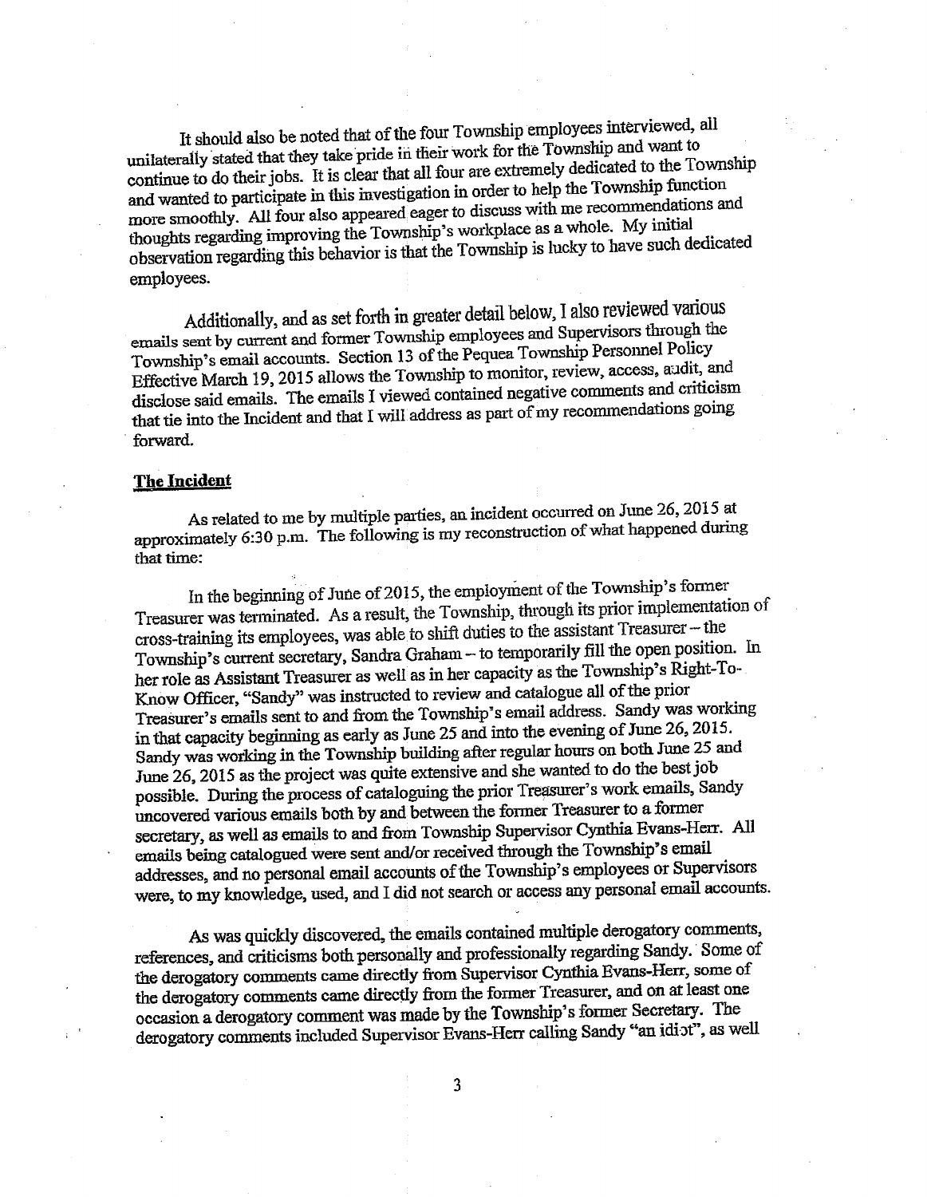It should also be noted that of the four Township employees interviewed, all unilaterally stated that they take pride in their work for the Township and want to continue to do their jobs. It is clear that all four are extremely dedicated to the Township and wanted to participate in this investigation in order to help the Township function more smoothly. All four also appeared eager to discuss with me recommendations and thoughts regarding improving the Township's workplace as a whole. My initial observation regarding this behavior is that the Township is lucky to have such dedicated employees.

Additionally, and as set forth in greater detail below, I also reviewed various emails sent by current and former Township employees and Supervisors through the Township's email accounts. Section 13 of the Pequea Township Personnel Policy Effective March 19, 2015 allows the Township to monitor, review, access, audit, and disclose said emails. The emails I viewed contained negative comments and criticism that tie into the Incident and that I will address as part of my recommendations going forward.

**The Incident**

As related to me by multiple parties, an incident occurred on June 26, 2015 at approximately 6:30 p.m. The following is my reconstruction of what happened during that time:

In the beginning of June of 2015, the employment of the Township's former Treasurer was terminated. As a result, the Township, through its prior implementation of cross-training its employees, was able to shift duties to the assistant Treasurer – the Township's current secretary, Sandra Graham – to temporarily fill the open position. In her role as Assistant Treasurer as well as in her capacity as the Township's Right-To-Know Officer, "Sandy" was instructed to review and catalogue all of the prior Treasurer's emails sent to and from the Township's email address. Sandy was working in that capacity beginning as early as June 25 and into the evening of June 26, 2015. Sandy was working in the Township building after regular hours on both June 25 and June 26, 2015 as the project was quite extensive and she wanted to do the best job possible. During the process of cataloguing the prior Treasurer's work emails, Sandy uncovered various emails both by and between the former Treasurer to a former secretary, as well as emails to and from Township Supervisor Cynthia Evans-Herr. All emails being catalogued were sent and/or received through the Township's email addresses, and no personal email accounts of the Township's employees or Supervisors were, to my knowledge, used, and I did not search or access any personal email accounts.

As was quickly discovered, the emails contained multiple derogatory comments, references, and criticisms both personally and professionally regarding Sandy. Some of the derogatory comments came directly from Supervisor Cynthia Evans-Herr, some of the derogatory comments came directly from the former Treasurer, and on at least one occasion a derogatory comment was made by the Township's former Secretary. The derogatory comments included Supervisor Evans-Herr calling Sandy "an idiot", as well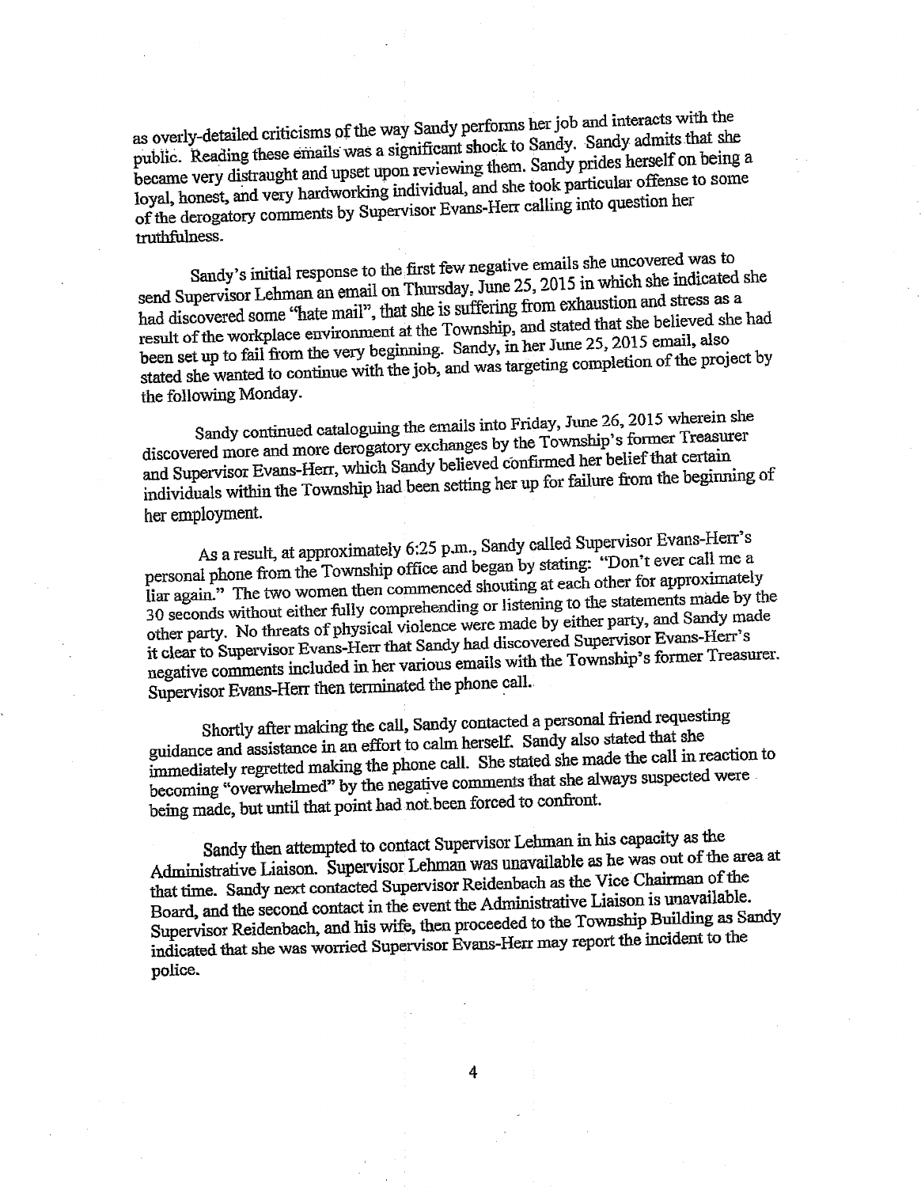as overly-detailed criticisms of the way Sandy performs her job and interacts with the public. Reading these emails was a significant shock to Sandy. Sandy admits that she became very distraught and upset upon reviewing them. Sandy prides herself on being a loyal, honest, and very hardworking individual, and she took particular offense to some of the derogatory comments by Supervisor Evans-Herr calling into question her truthfulness.

Sandy's initial response to the first few negative emails she uncovered was to send Supervisor Lehman an email on Thursday, June 25, 2015 in which she indicated she had discovered some "hate mail", that she is suffering from exhaustion and stress as a result of the workplace environment at the Township, and stated that she believed she had been set up to fail from the very beginning. Sandy, in her June 25, 2015 email, also stated she wanted to continue with the job, and was targeting completion of the project by the following Monday.

Sandy continued cataloguing the emails into Friday, June 26, 2015 wherein she discovered more and more derogatory exchanges by the Township's former Treasurer and Supervisor Evans-Herr, which Sandy believed confirmed her belief that certain individuals within the Township had been setting her up for failure from the beginning of her employment.

As a result, at approximately 6:25 p.m., Sandy called Supervisor Evans-Herr's personal phone from the Township office and began by stating: "Don't ever call me a liar again." The two women then commenced shouting at each other for approximately 30 seconds without either fully comprehending or listening to the statements made by the other party. No threats of physical violence were made by either party, and Sandy made it clear to Supervisor Evans-Herr that Sandy had discovered Supervisor Evans-Herr's negative comments included in her various emails with the Township's former Treasurer. Supervisor Evans-Herr then terminated the phone call.

Shortly after making the call, Sandy contacted a personal friend requesting guidance and assistance in an effort to calm herself. Sandy also stated that she immediately regretted making the phone call. She stated she made the call in reaction to becoming "overwhelmed" by the negative comments that she always suspected were being made, but until that point had not been forced to confront.

Sandy then attempted to contact Supervisor Lehman in his capacity as the Administrative Liaison. Supervisor Lehman was unavailable as he was out of the area at that time. Sandy next contacted Supervisor Reidenbach as the Vice Chairman of the Board, and the second contact in the event the Administrative Liaison is unavailable. Supervisor Reidenbach, and his wife, then proceeded to the Township Building as Sandy indicated that she was worried Supervisor Evans-Herr may report the incident to the police.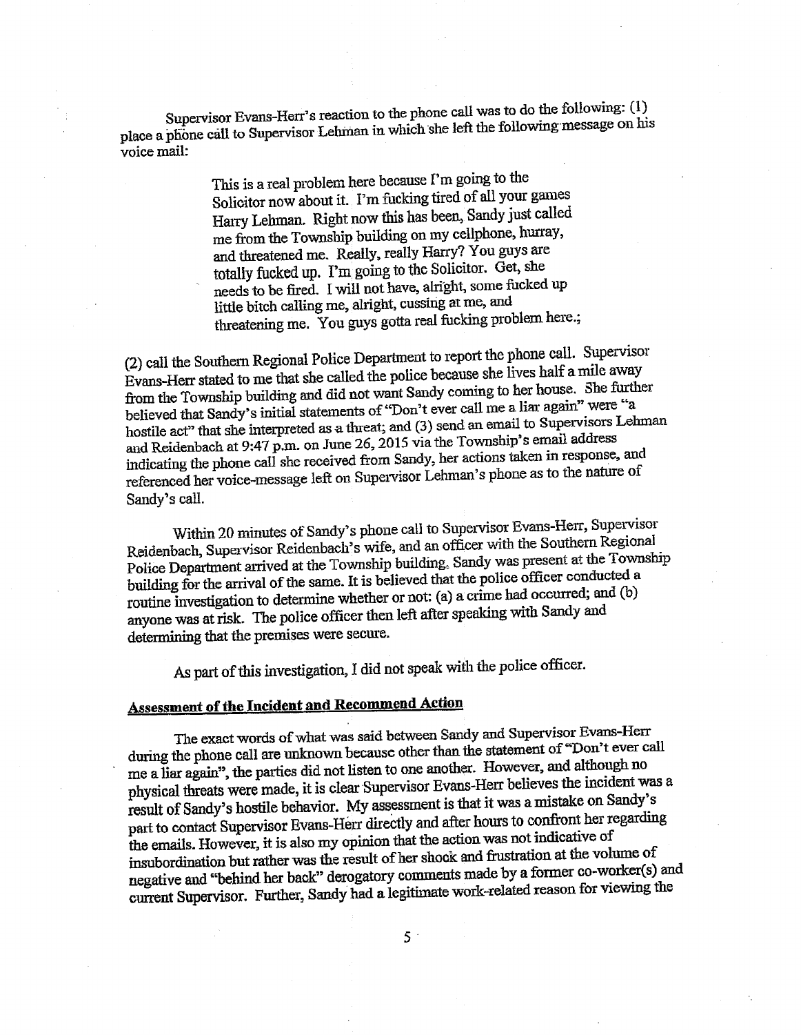Supervisor Evans-Herr's reaction to the phone call was to do the following: (1) place a phone call to Supervisor Lehman in which she left the following message on his voice mail:

> This is a real problem here because I'm going to the Solicitor now about it. I'm fucking tired of all your games Harry Lehman. Right now this has been, Sandy just called me from the Township building on my cellphone, hurray, and threatened me. Really, really Harry? You guys are totally fucked up. I'm going to the Solicitor. Get, she needs to be fired. I will not have, alright, some fucked up little bitch calling me, alright, cussing at me, and threatening me. You guys gotta real fucking problem here.;

(2) call the Southern Regional Police Department to report the phone call. Supervisor Evans-Herr stated to me that she called the police because she lives half a mile away from the Township building and did not want Sandy coming to her house. She further believed that Sandy's initial statements of "Don't ever call me a liar again" were "a hostile act" that she interpreted as a threat; and (3) send an email to Supervisors Lehman and Reidenbach at 9:47 p.m. on June 26, 2015 via the Township's email address indicating the phone call she received from Sandy, her actions taken in response, and referenced her voice-message left on Supervisor Lehman's phone as to the nature of Sandy's call.

Within 20 minutes of Sandy's phone call to Supervisor Evans-Herr, Supervisor Reidenbach, Supervisor Reidenbach's wife, and an officer with the Southern Regional Police Department arrived at the Township building. Sandy was present at the Township building for the arrival of the same. It is believed that the police officer conducted a routine investigation to determine whether or not: (a) a crime had occurred; and (b) anyone was at risk. The police officer then left after speaking with Sandy and determining that the premises were secure.

As part of this investigation, I did not speak with the police officer.

## Assessment of the Incident and Recommend Action

The exact words of what was said between Sandy and Supervisor Evans-Herr during the phone call are unknown because other than the statement of "Don't ever call me a liar again", the parties did not listen to one another. However, and although no physical threats were made, it is clear Supervisor Evans-Herr believes the incident was a result of Sandy's hostile behavior. My assessment is that it was a mistake on Sandy's part to contact Supervisor Evans-Herr directly and after hours to confront her regarding the emails. However, it is also my opinion that the action was not indicative of insubordination but rather was the result of her shock and frustration at the volume of negative and "behind her back" derogatory comments made by a former co-worker(s) and current Supervisor. Further, Sandy had a legitimate work-related reason for viewing the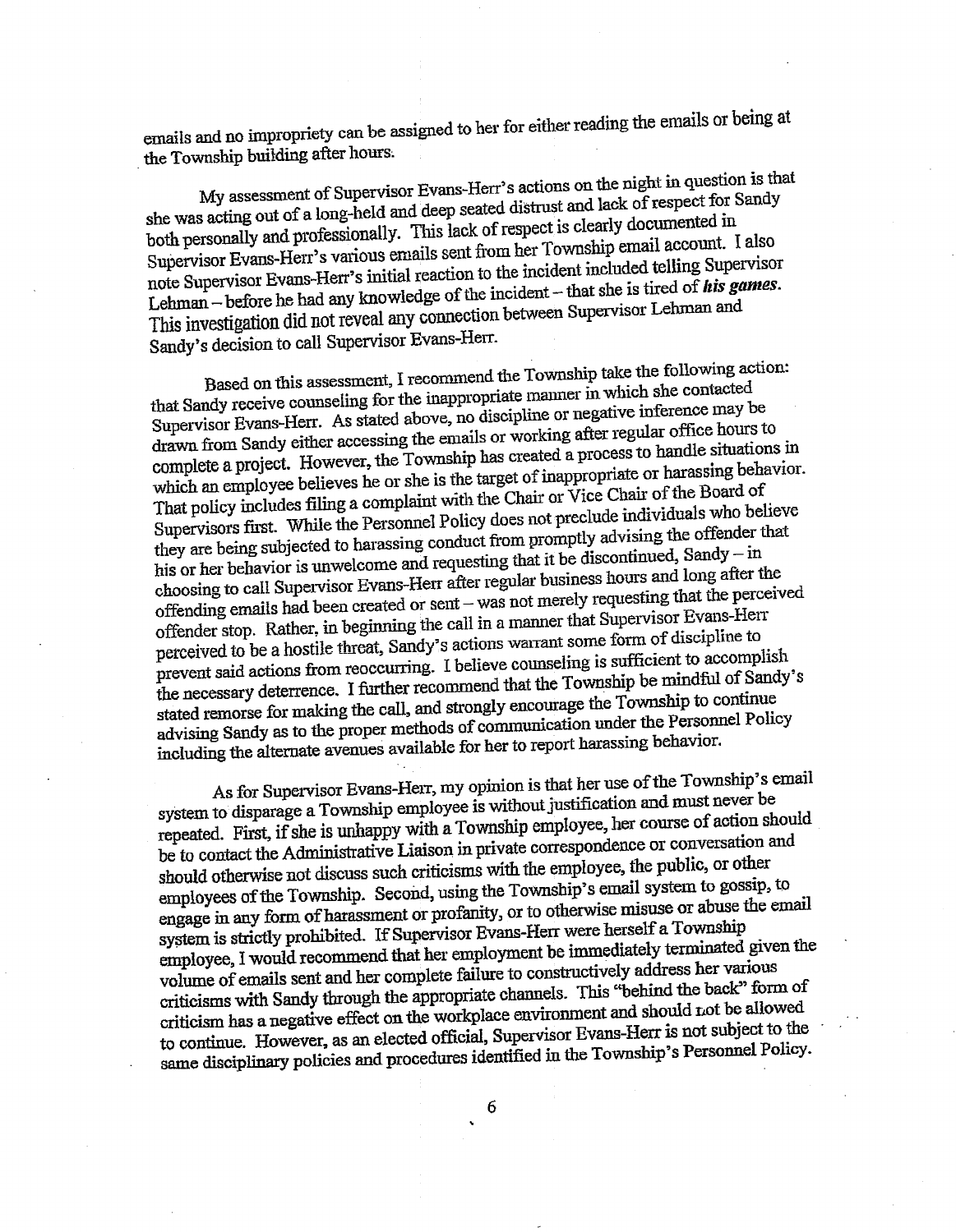emails and no impropriety can be assigned to her for either reading the emails or being at the Township building after hours.

My assessment of Supervisor Evans-Herr's actions on the night in question is that she was acting out of a long-held and deep seated distrust and lack of respect for Sandy both personally and professionally. This lack of respect is clearly documented in Supervisor Evans-Herr's various emails sent from her Township email account. I also note Supervisor Evans-Herr's initial reaction to the incident included telling Supervisor Lehman – before he had any knowledge of the incident – that she is tired of ***his games***. This investigation did not reveal any connection between Supervisor Lehman and Sandy's decision to call Supervisor Evans-Herr.

Based on this assessment, I recommend the Township take the following action: that Sandy receive counseling for the inappropriate manner in which she contacted Supervisor Evans-Herr. As stated above, no discipline or negative inference may be drawn from Sandy either accessing the emails or working after regular office hours to complete a project. However, the Township has created a process to handle situations in which an employee believes he or she is the target of inappropriate or harassing behavior. That policy includes filing a complaint with the Chair or Vice Chair of the Board of Supervisors first. While the Personnel Policy does not preclude individuals who believe they are being subjected to harassing conduct from promptly advising the offender that his or her behavior is unwelcome and requesting that it be discontinued, Sandy – in choosing to call Supervisor Evans-Herr after regular business hours and long after the offending emails had been created or sent – was not merely requesting that the perceived offender stop. Rather, in beginning the call in a manner that Supervisor Evans-Herr perceived to be a hostile threat, Sandy's actions warrant some form of discipline to prevent said actions from reoccurring. I believe counseling is sufficient to accomplish the necessary deterrence. I further recommend that the Township be mindful of Sandy's stated remorse for making the call, and strongly encourage the Township to continue advising Sandy as to the proper methods of communication under the Personnel Policy including the alternate avenues available for her to report harassing behavior.

As for Supervisor Evans-Herr, my opinion is that her use of the Township's email system to disparage a Township employee is without justification and must never be repeated. First, if she is unhappy with a Township employee, her course of action should be to contact the Administrative Liaison in private correspondence or conversation and should otherwise not discuss such criticisms with the employee, the public, or other employees of the Township. Second, using the Township's email system to gossip, to engage in any form of harassment or profanity, or to otherwise misuse or abuse the email system is strictly prohibited. If Supervisor Evans-Herr were herself a Township employee, I would recommend that her employment be immediately terminated given the volume of emails sent and her complete failure to constructively address her various criticisms with Sandy through the appropriate channels. This "behind the back" form of criticism has a negative effect on the workplace environment and should not be allowed to continue. However, as an elected official, Supervisor Evans-Herr is not subject to the same disciplinary policies and procedures identified in the Township's Personnel Policy.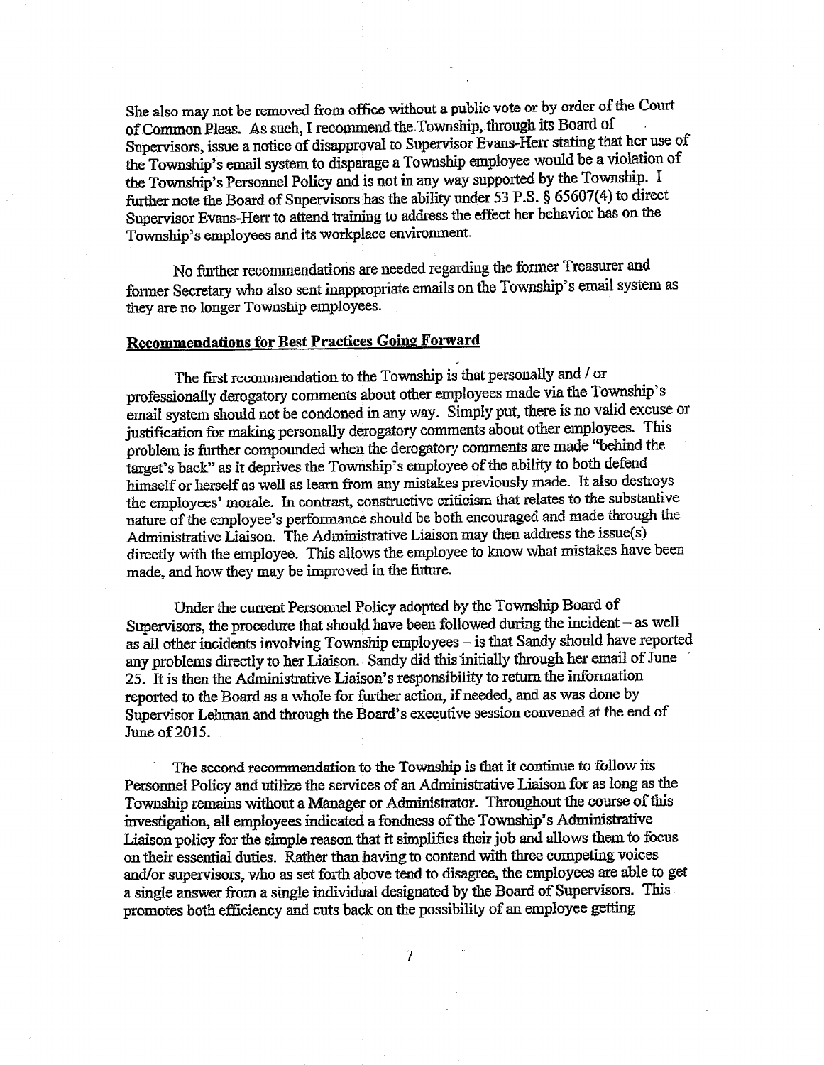She also may not be removed from office without a public vote or by order of the Court of Common Pleas. As such, I recommend the Township, through its Board of Supervisors, issue a notice of disapproval to Supervisor Evans-Herr stating that her use of the Township's email system to disparage a Township employee would be a violation of the Township's Personnel Policy and is not in any way supported by the Township. I further note the Board of Supervisors has the ability under 53 P.S. § 65607(4) to direct Supervisor Evans-Herr to attend training to address the effect her behavior has on the Township's employees and its workplace environment.

No further recommendations are needed regarding the former Treasurer and former Secretary who also sent inappropriate emails on the Township's email system as they are no longer Township employees.

**Recommendations for Best Practices Going Forward**

The first recommendation to the Township is that personally and / or professionally derogatory comments about other employees made via the Township's email system should not be condoned in any way. Simply put, there is no valid excuse or justification for making personally derogatory comments about other employees. This problem is further compounded when the derogatory comments are made "behind the target's back" as it deprives the Township's employee of the ability to both defend himself or herself as well as learn from any mistakes previously made. It also destroys the employees' morale. In contrast, constructive criticism that relates to the substantive nature of the employee's performance should be both encouraged and made through the Administrative Liaison. The Administrative Liaison may then address the issue(s) directly with the employee. This allows the employee to know what mistakes have been made, and how they may be improved in the future.

Under the current Personnel Policy adopted by the Township Board of Supervisors, the procedure that should have been followed during the incident – as well as all other incidents involving Township employees – is that Sandy should have reported any problems directly to her Liaison. Sandy did this initially through her email of June 25. It is then the Administrative Liaison's responsibility to return the information reported to the Board as a whole for further action, if needed, and as was done by Supervisor Lehman and through the Board's executive session convened at the end of June of 2015.

The second recommendation to the Township is that it continue to follow its Personnel Policy and utilize the services of an Administrative Liaison for as long as the Township remains without a Manager or Administrator. Throughout the course of this investigation, all employees indicated a fondness of the Township's Administrative Liaison policy for the simple reason that it simplifies their job and allows them to focus on their essential duties. Rather than having to contend with three competing voices and/or supervisors, who as set forth above tend to disagree, the employees are able to get a single answer from a single individual designated by the Board of Supervisors. This promotes both efficiency and cuts back on the possibility of an employee getting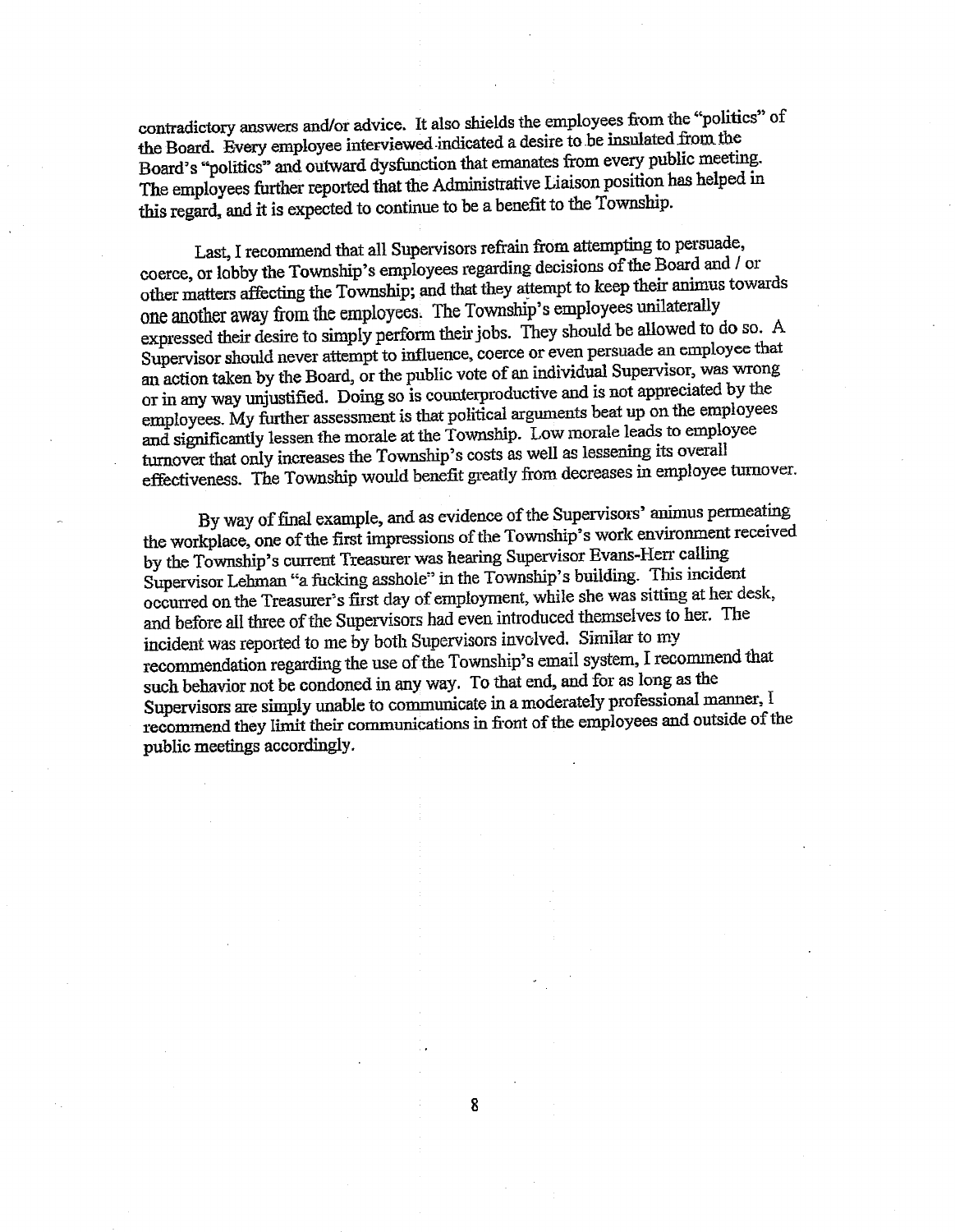contradictory answers and/or advice. It also shields the employees from the "politics" of the Board. Every employee interviewed indicated a desire to be insulated from the Board's "politics" and outward dysfunction that emanates from every public meeting. The employees further reported that the Administrative Liaison position has helped in this regard, and it is expected to continue to be a benefit to the Township.

Last, I recommend that all Supervisors refrain from attempting to persuade, coerce, or lobby the Township's employees regarding decisions of the Board and / or other matters affecting the Township; and that they attempt to keep their animus towards one another away from the employees. The Township's employees unilaterally expressed their desire to simply perform their jobs. They should be allowed to do so. A Supervisor should never attempt to influence, coerce or even persuade an employee that an action taken by the Board, or the public vote of an individual Supervisor, was wrong or in any way unjustified. Doing so is counterproductive and is not appreciated by the employees. My further assessment is that political arguments beat up on the employees and significantly lessen the morale at the Township. Low morale leads to employee turnover that only increases the Township's costs as well as lessening its overall effectiveness. The Township would benefit greatly from decreases in employee turnover.

By way of final example, and as evidence of the Supervisors' animus permeating the workplace, one of the first impressions of the Township's work environment received by the Township's current Treasurer was hearing Supervisor Evans-Herr calling Supervisor Lehman "a fucking asshole" in the Township's building. This incident occurred on the Treasurer's first day of employment, while she was sitting at her desk, and before all three of the Supervisors had even introduced themselves to her. The incident was reported to me by both Supervisors involved. Similar to my recommendation regarding the use of the Township's email system, I recommend that such behavior not be condoned in any way. To that end, and for as long as the Supervisors are simply unable to communicate in a moderately professional manner, I recommend they limit their communications in front of the employees and outside of the public meetings accordingly.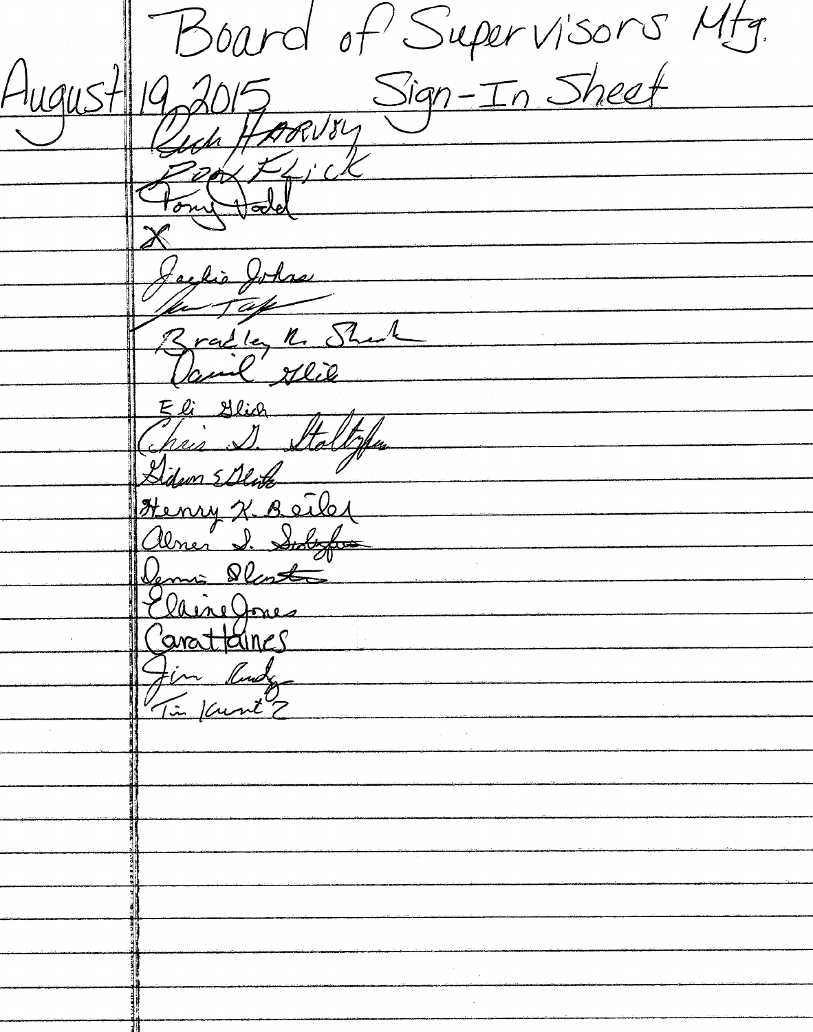# Board of Supervisors Mtg.

August 19, 2015 Sign-In Sheet

Rich Harvey
Don Flick
Tony Todd
X
Jackie Johns
Jim Tate
Bradley N. Shenk
David Glick
Eli Glick
Chris S. Stoltzfus
Gideon E Glick
Henry K. Beiler
Alvin S. Stoltzfus
Dennis Glick
Elaine Jones
Cara Haines
Jim Rudy
Tim Kuntz